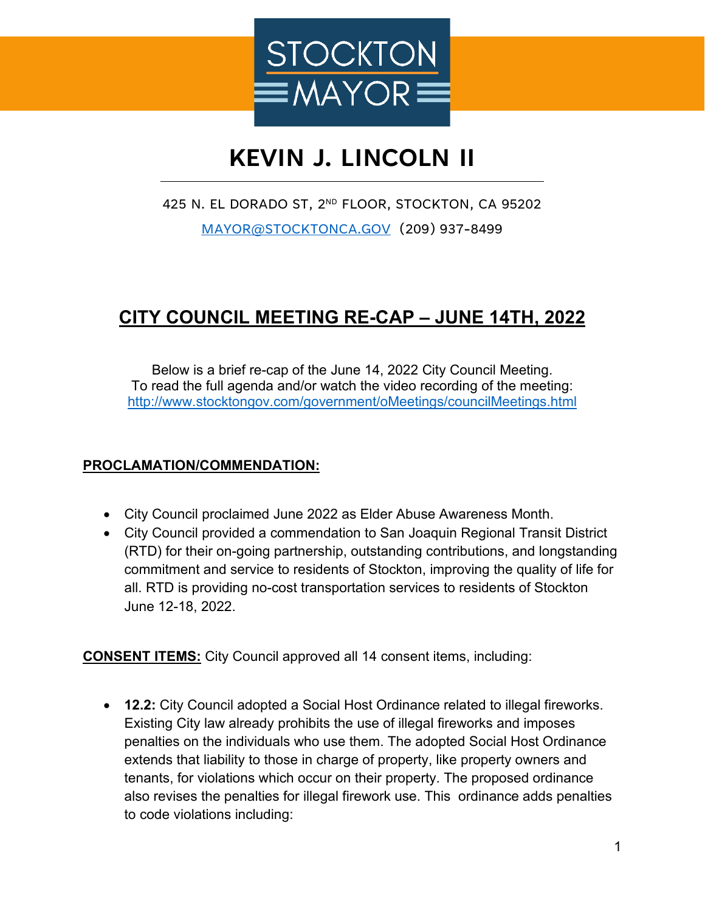STOCKTON MAYOR

# KEVIN J. LINCOLN II

425 N. EL DORADO ST, 2ND FLOOR, STOCKTON, CA 95202

MAYOR@STOCKTONCA.GOV (209) 937-8499

## CITY COUNCIL MEETING RE-CAP – JUNE 14TH, 2022

Below is a brief re-cap of the June 14, 2022 City Council Meeting.
To read the full agenda and/or watch the video recording of the meeting:
http://www.stocktongov.com/government/oMeetings/councilMeetings.html

**PROCLAMATION/COMMENDATION:**

- City Council proclaimed June 2022 as Elder Abuse Awareness Month.
- City Council provided a commendation to San Joaquin Regional Transit District (RTD) for their on-going partnership, outstanding contributions, and longstanding commitment and service to residents of Stockton, improving the quality of life for all. RTD is providing no-cost transportation services to residents of Stockton June 12-18, 2022.

**CONSENT ITEMS:** City Council approved all 14 consent items, including:

- **12.2:** City Council adopted a Social Host Ordinance related to illegal fireworks. Existing City law already prohibits the use of illegal fireworks and imposes penalties on the individuals who use them. The adopted Social Host Ordinance extends that liability to those in charge of property, like property owners and tenants, for violations which occur on their property. The proposed ordinance also revises the penalties for illegal firework use. This ordinance adds penalties to code violations including: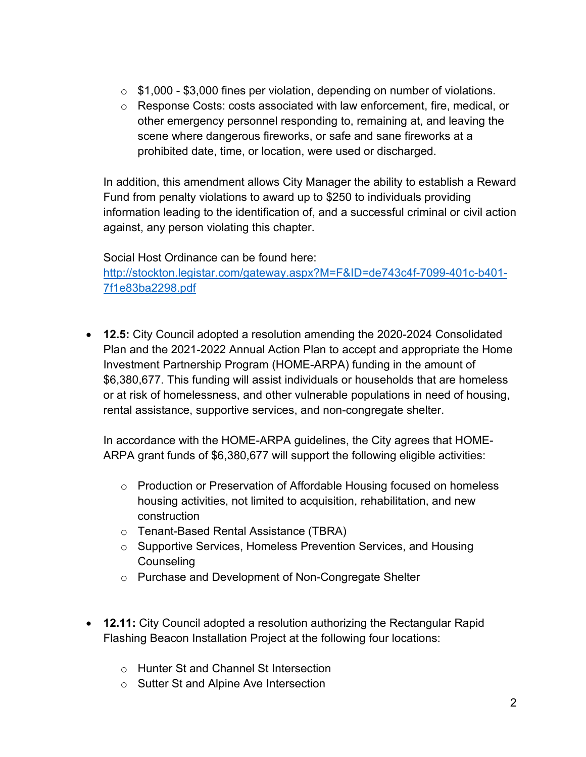- $1,000 - $3,000 fines per violation, depending on number of violations.
  - Response Costs: costs associated with law enforcement, fire, medical, or other emergency personnel responding to, remaining at, and leaving the scene where dangerous fireworks, or safe and sane fireworks at a prohibited date, time, or location, were used or discharged.

  In addition, this amendment allows City Manager the ability to establish a Reward Fund from penalty violations to award up to $250 to individuals providing information leading to the identification of, and a successful criminal or civil action against, any person violating this chapter.

  Social Host Ordinance can be found here: [http://stockton.legistar.com/gateway.aspx?M=F&ID=de743c4f-7099-401c-b401-7f1e83ba2298.pdf](http://stockton.legistar.com/gateway.aspx?M=F&ID=de743c4f-7099-401c-b401-7f1e83ba2298.pdf)

- **12.5:** City Council adopted a resolution amending the 2020-2024 Consolidated Plan and the 2021-2022 Annual Action Plan to accept and appropriate the Home Investment Partnership Program (HOME-ARPA) funding in the amount of $6,380,677. This funding will assist individuals or households that are homeless or at risk of homelessness, and other vulnerable populations in need of housing, rental assistance, supportive services, and non-congregate shelter.

  In accordance with the HOME-ARPA guidelines, the City agrees that HOME-ARPA grant funds of $6,380,677 will support the following eligible activities:

  - Production or Preservation of Affordable Housing focused on homeless housing activities, not limited to acquisition, rehabilitation, and new construction
  - Tenant-Based Rental Assistance (TBRA)
  - Supportive Services, Homeless Prevention Services, and Housing Counseling
  - Purchase and Development of Non-Congregate Shelter

- **12.11:** City Council adopted a resolution authorizing the Rectangular Rapid Flashing Beacon Installation Project at the following four locations:

  - Hunter St and Channel St Intersection
  - Sutter St and Alpine Ave Intersection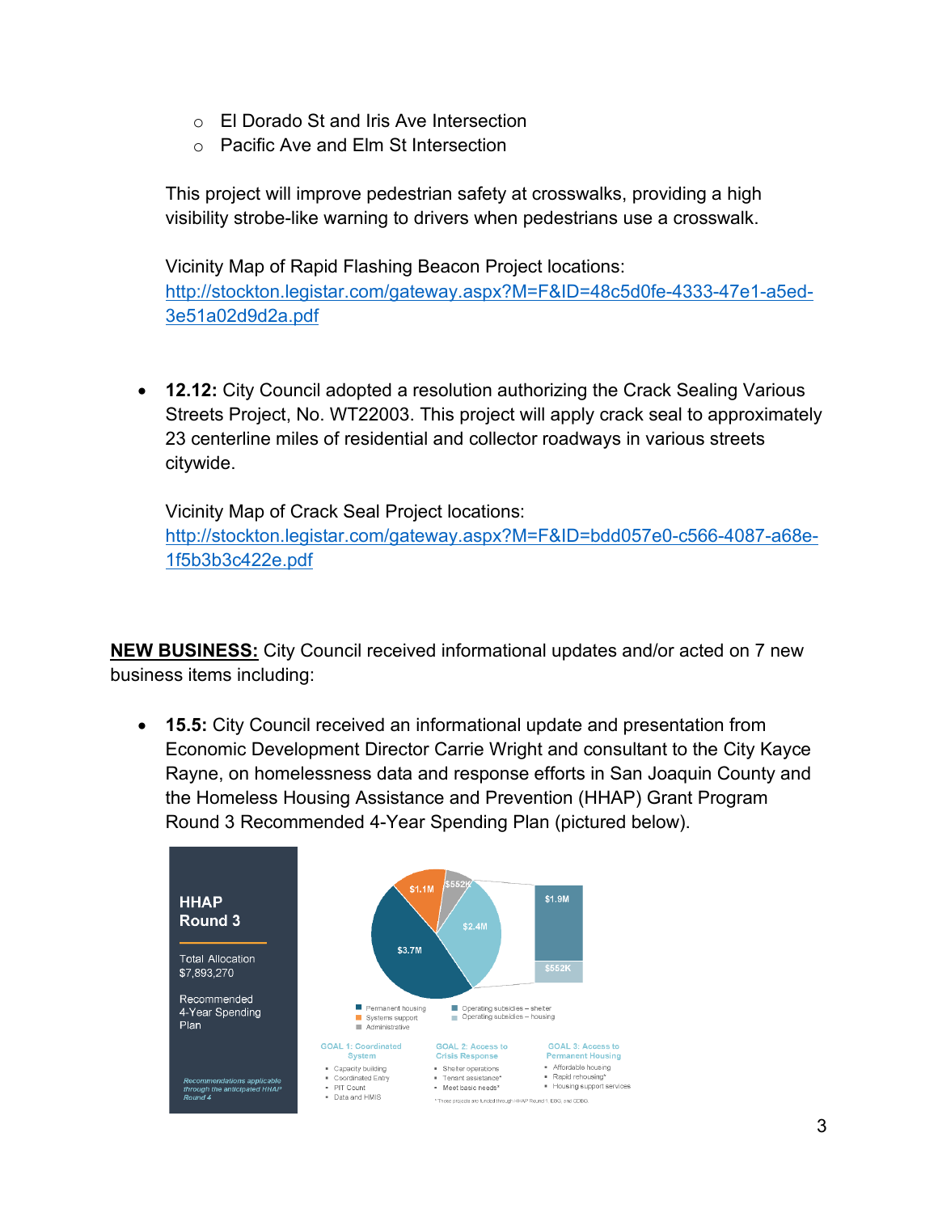- El Dorado St and Iris Ave Intersection
- Pacific Ave and Elm St Intersection

This project will improve pedestrian safety at crosswalks, providing a high visibility strobe-like warning to drivers when pedestrians use a crosswalk.

Vicinity Map of Rapid Flashing Beacon Project locations:
http://stockton.legistar.com/gateway.aspx?M=F&ID=48c5d0fe-4333-47e1-a5ed-3e51a02d9d2a.pdf

- **12.12:** City Council adopted a resolution authorizing the Crack Sealing Various Streets Project, No. WT22003. This project will apply crack seal to approximately 23 centerline miles of residential and collector roadways in various streets citywide.

  Vicinity Map of Crack Seal Project locations:
  http://stockton.legistar.com/gateway.aspx?M=F&ID=bdd057e0-c566-4087-a68e-1f5b3b3c422e.pdf

**NEW BUSINESS:** City Council received informational updates and/or acted on 7 new business items including:

- **15.5:** City Council received an informational update and presentation from Economic Development Director Carrie Wright and consultant to the City Kayce Rayne, on homelessness data and response efforts in San Joaquin County and the Homeless Housing Assistance and Prevention (HHAP) Grant Program Round 3 Recommended 4-Year Spending Plan (pictured below).

**HHAP Round 3**

Total Allocation $7,893,270

Recommended 4-Year Spending Plan

*Recommendations applicable through the anticipated HHAP Round 4*

$3.7M | $2.4M | $1.1M | $552K | $1.9M | $552K

- Permanent housing
- Systems support
- Administrative
- Operating subsidies – shelter
- Operating subsidies – housing

GOAL 1: Coordinated System
- Capacity building
- Coordinated Entry
- PIT Count
- Data and HMIS

GOAL 2: Access to Crisis Response
- Shelter operations
- Tenant assistance*
- Meet basic needs*

GOAL 3: Access to Permanent Housing
- Affordable housing
- Rapid rehousing*
- Housing support services

\* These projects are funded through HHAP Round 1, ESG, and CDBG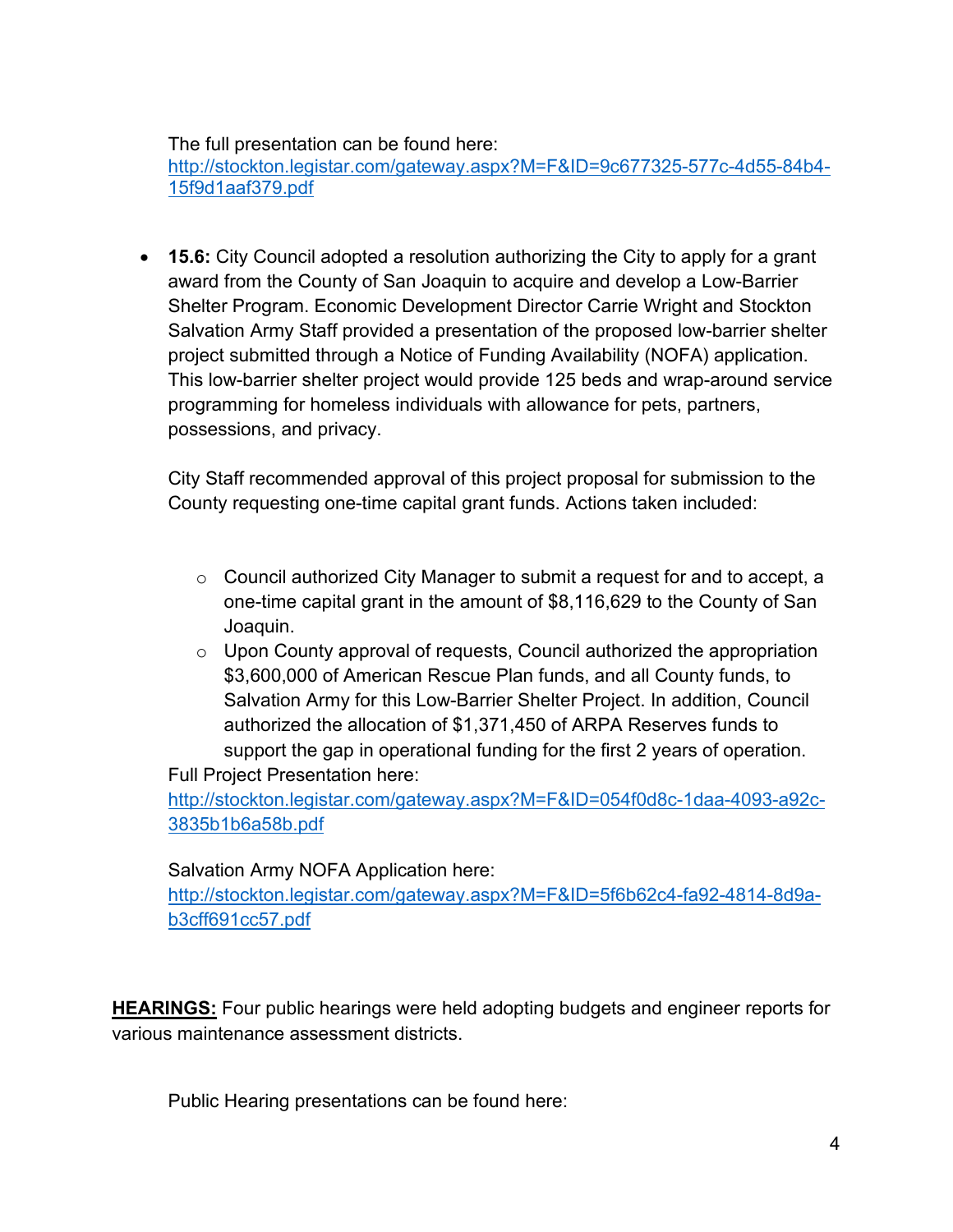The full presentation can be found here: [http://stockton.legistar.com/gateway.aspx?M=F&ID=9c677325-577c-4d55-84b4-15f9d1aaf379.pdf](http://stockton.legistar.com/gateway.aspx?M=F&ID=9c677325-577c-4d55-84b4-15f9d1aaf379.pdf)

- **15.6:** City Council adopted a resolution authorizing the City to apply for a grant award from the County of San Joaquin to acquire and develop a Low-Barrier Shelter Program. Economic Development Director Carrie Wright and Stockton Salvation Army Staff provided a presentation of the proposed low-barrier shelter project submitted through a Notice of Funding Availability (NOFA) application. This low-barrier shelter project would provide 125 beds and wrap-around service programming for homeless individuals with allowance for pets, partners, possessions, and privacy.

  City Staff recommended approval of this project proposal for submission to the County requesting one-time capital grant funds. Actions taken included:

  - Council authorized City Manager to submit a request for and to accept, a one-time capital grant in the amount of $8,116,629 to the County of San Joaquin.
  - Upon County approval of requests, Council authorized the appropriation $3,600,000 of American Rescue Plan funds, and all County funds, to Salvation Army for this Low-Barrier Shelter Project. In addition, Council authorized the allocation of $1,371,450 of ARPA Reserves funds to support the gap in operational funding for the first 2 years of operation.

  Full Project Presentation here: [http://stockton.legistar.com/gateway.aspx?M=F&ID=054f0d8c-1daa-4093-a92c-3835b1b6a58b.pdf](http://stockton.legistar.com/gateway.aspx?M=F&ID=054f0d8c-1daa-4093-a92c-3835b1b6a58b.pdf)

  Salvation Army NOFA Application here: [http://stockton.legistar.com/gateway.aspx?M=F&ID=5f6b62c4-fa92-4814-8d9a-b3cff691cc57.pdf](http://stockton.legistar.com/gateway.aspx?M=F&ID=5f6b62c4-fa92-4814-8d9a-b3cff691cc57.pdf)

**HEARINGS:** Four public hearings were held adopting budgets and engineer reports for various maintenance assessment districts.

Public Hearing presentations can be found here: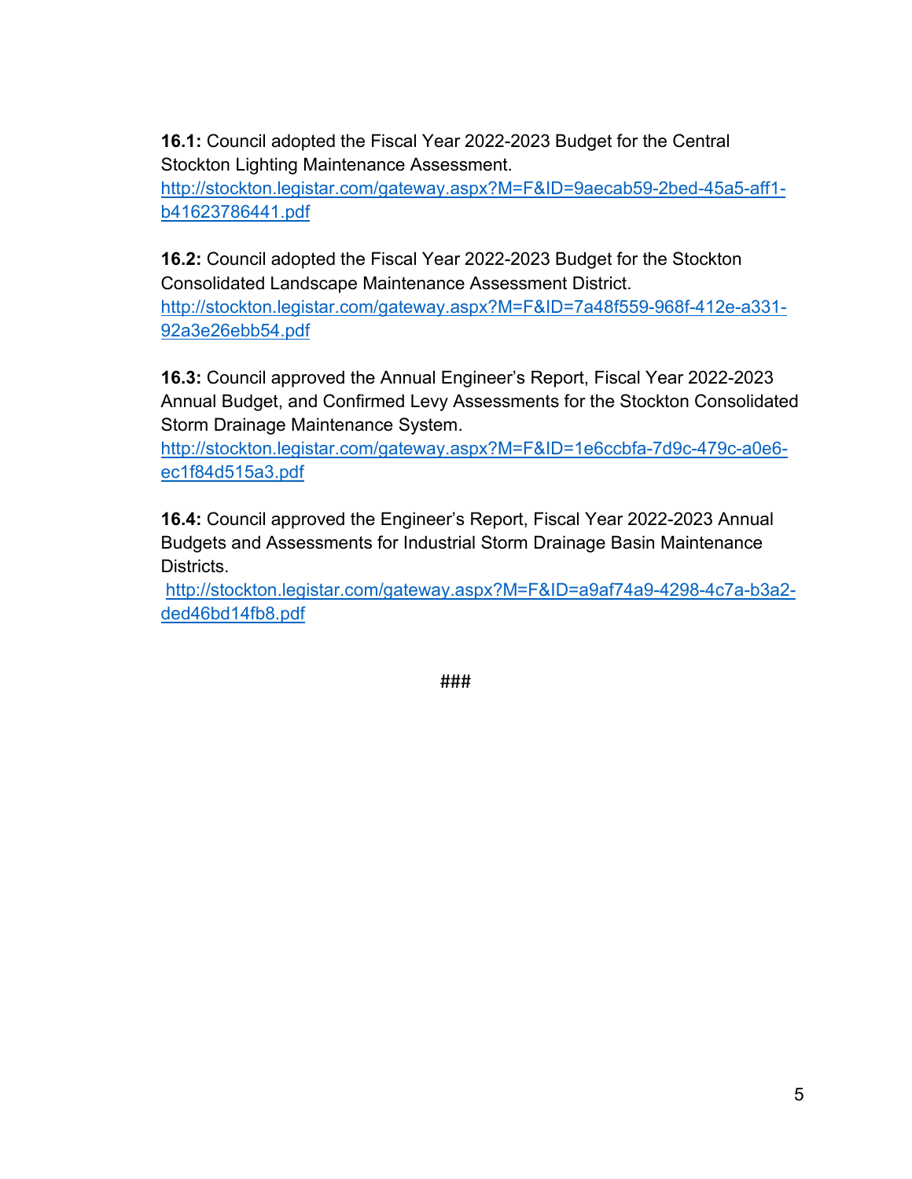**16.1:** Council adopted the Fiscal Year 2022-2023 Budget for the Central Stockton Lighting Maintenance Assessment.
http://stockton.legistar.com/gateway.aspx?M=F&ID=9aecab59-2bed-45a5-aff1-b41623786441.pdf

**16.2:** Council adopted the Fiscal Year 2022-2023 Budget for the Stockton Consolidated Landscape Maintenance Assessment District.
http://stockton.legistar.com/gateway.aspx?M=F&ID=7a48f559-968f-412e-a331-92a3e26ebb54.pdf

**16.3:** Council approved the Annual Engineer's Report, Fiscal Year 2022-2023 Annual Budget, and Confirmed Levy Assessments for the Stockton Consolidated Storm Drainage Maintenance System.
http://stockton.legistar.com/gateway.aspx?M=F&ID=1e6ccbfa-7d9c-479c-a0e6-ec1f84d515a3.pdf

**16.4:** Council approved the Engineer's Report, Fiscal Year 2022-2023 Annual Budgets and Assessments for Industrial Storm Drainage Basin Maintenance Districts.
http://stockton.legistar.com/gateway.aspx?M=F&ID=a9af74a9-4298-4c7a-b3a2-ded46bd14fb8.pdf

###